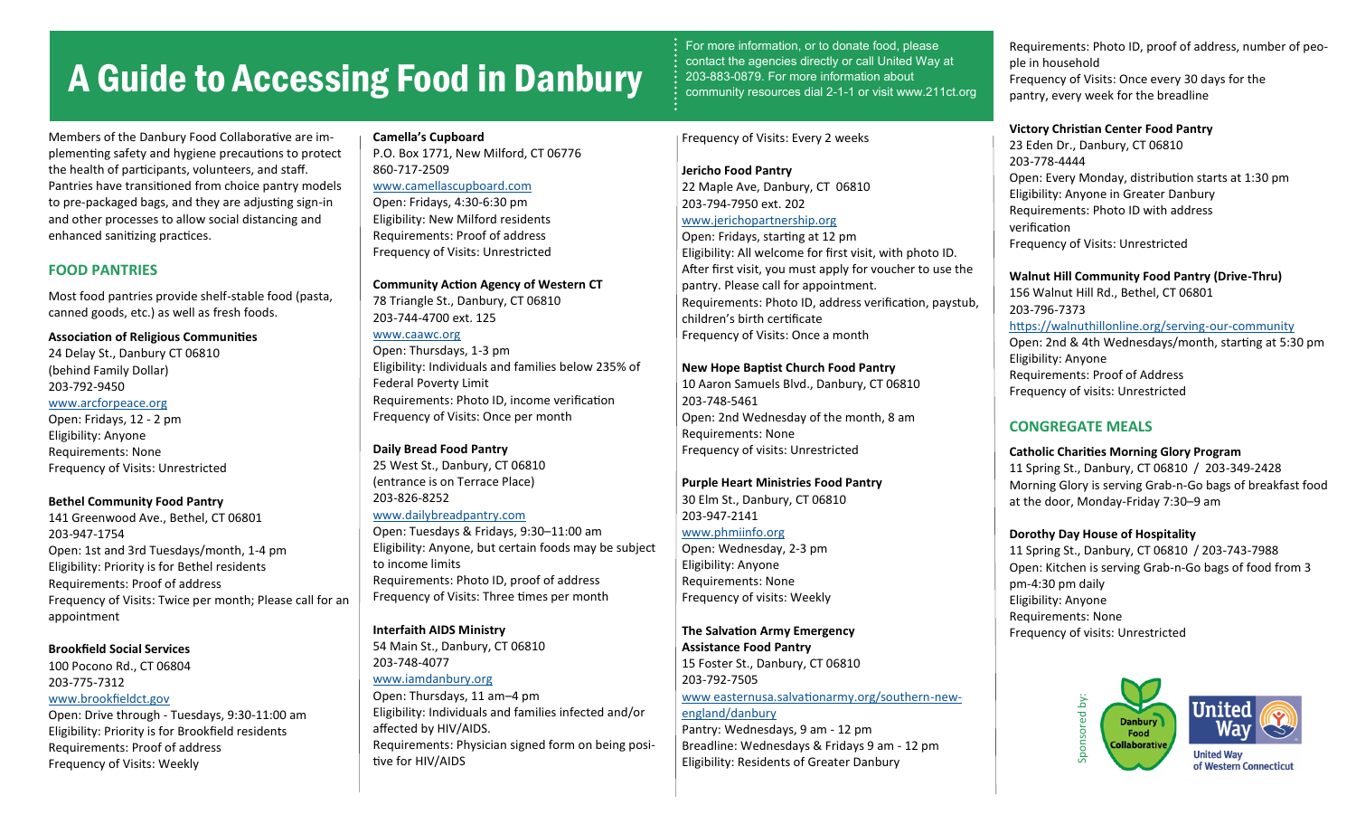# A Guide to Accessing Food in Danbury

For more information, or to donate food, please contact the agencies directly or call United Way at 203-883-0879. For more information about community resources dial 2-1-1 or visit www.211ct.org

Members of the Danbury Food Collaborative are implementing safety and hygiene precautions to protect the health of participants, volunteers, and staff. Pantries have transitioned from choice pantry models to pre-packaged bags, and they are adjusting sign-in and other processes to allow social distancing and enhanced sanitizing practices.

## FOOD PANTRIES

Most food pantries provide shelf-stable food (pasta, canned goods, etc.) as well as fresh foods.

**Association of Religious Communities**
24 Delay St., Danbury CT 06810
(behind Family Dollar)
203-792-9450
www.arcforpeace.org
Open: Fridays, 12 - 2 pm
Eligibility: Anyone
Requirements: None
Frequency of Visits: Unrestricted

**Bethel Community Food Pantry**
141 Greenwood Ave., Bethel, CT 06801
203-947-1754
Open: 1st and 3rd Tuesdays/month, 1-4 pm
Eligibility: Priority is for Bethel residents
Requirements: Proof of address
Frequency of Visits: Twice per month; Please call for an appointment

**Brookfield Social Services**
100 Pocono Rd., CT 06804
203-775-7312
www.brookfieldct.gov
Open: Drive through - Tuesdays, 9:30-11:00 am
Eligibility: Priority is for Brookfield residents
Requirements: Proof of address
Frequency of Visits: Weekly

**Camella's Cupboard**
P.O. Box 1771, New Milford, CT 06776
860-717-2509
www.camellascupboard.com
Open: Fridays, 4:30-6:30 pm
Eligibility: New Milford residents
Requirements: Proof of address
Frequency of Visits: Unrestricted

**Community Action Agency of Western CT**
78 Triangle St., Danbury, CT 06810
203-744-4700 ext. 125
www.caawc.org
Open: Thursdays, 1-3 pm
Eligibility: Individuals and families below 235% of Federal Poverty Limit
Requirements: Photo ID, income verification
Frequency of Visits: Once per month

**Daily Bread Food Pantry**
25 West St., Danbury, CT 06810
(entrance is on Terrace Place)
203-826-8252
www.dailybreadpantry.com
Open: Tuesdays & Fridays, 9:30–11:00 am
Eligibility: Anyone, but certain foods may be subject to income limits
Requirements: Photo ID, proof of address
Frequency of Visits: Three times per month

**Interfaith AIDS Ministry**
54 Main St., Danbury, CT 06810
203-748-4077
www.iamdanbury.org
Open: Thursdays, 11 am–4 pm
Eligibility: Individuals and families infected and/or affected by HIV/AIDS.
Requirements: Physician signed form on being positive for HIV/AIDS
Frequency of Visits: Every 2 weeks

**Jericho Food Pantry**
22 Maple Ave, Danbury, CT 06810
203-794-7950 ext. 202
www.jerichopartnership.org
Open: Fridays, starting at 12 pm
Eligibility: All welcome for first visit, with photo ID. After first visit, you must apply for voucher to use the pantry. Please call for appointment.
Requirements: Photo ID, address verification, paystub, children's birth certificate
Frequency of Visits: Once a month

**New Hope Baptist Church Food Pantry**
10 Aaron Samuels Blvd., Danbury, CT 06810
203-748-5461
Open: 2nd Wednesday of the month, 8 am
Requirements: None
Frequency of visits: Unrestricted

**Purple Heart Ministries Food Pantry**
30 Elm St., Danbury, CT 06810
203-947-2141
www.phmiinfo.org
Open: Wednesday, 2-3 pm
Eligibility: Anyone
Requirements: None
Frequency of visits: Weekly

**The Salvation Army Emergency Assistance Food Pantry**
15 Foster St., Danbury, CT 06810
203-792-7505
www easternusa.salvationarmy.org/southern-new-england/danbury
Pantry: Wednesdays, 9 am - 12 pm
Breadline: Wednesdays & Fridays 9 am - 12 pm
Eligibility: Residents of Greater Danbury
Requirements: Photo ID, proof of address, number of people in household
Frequency of Visits: Once every 30 days for the pantry, every week for the breadline

**Victory Christian Center Food Pantry**
23 Eden Dr., Danbury, CT 06810
203-778-4444
Open: Every Monday, distribution starts at 1:30 pm
Eligibility: Anyone in Greater Danbury
Requirements: Photo ID with address verification
Frequency of Visits: Unrestricted

**Walnut Hill Community Food Pantry (Drive-Thru)**
156 Walnut Hill Rd., Bethel, CT 06801
203-796-7373
https://walnuthillonline.org/serving-our-community
Open: 2nd & 4th Wednesdays/month, starting at 5:30 pm
Eligibility: Anyone
Requirements: Proof of Address
Frequency of visits: Unrestricted

## CONGREGATE MEALS

**Catholic Charities Morning Glory Program**
11 Spring St., Danbury, CT 06810 / 203-349-2428
Morning Glory is serving Grab-n-Go bags of breakfast food at the door, Monday-Friday 7:30–9 am

**Dorothy Day House of Hospitality**
11 Spring St., Danbury, CT 06810 / 203-743-7988
Open: Kitchen is serving Grab-n-Go bags of food from 3 pm-4:30 pm daily
Eligibility: Anyone
Requirements: None
Frequency of visits: Unrestricted

Sponsored by: Danbury Food Collaborative, United Way of Western Connecticut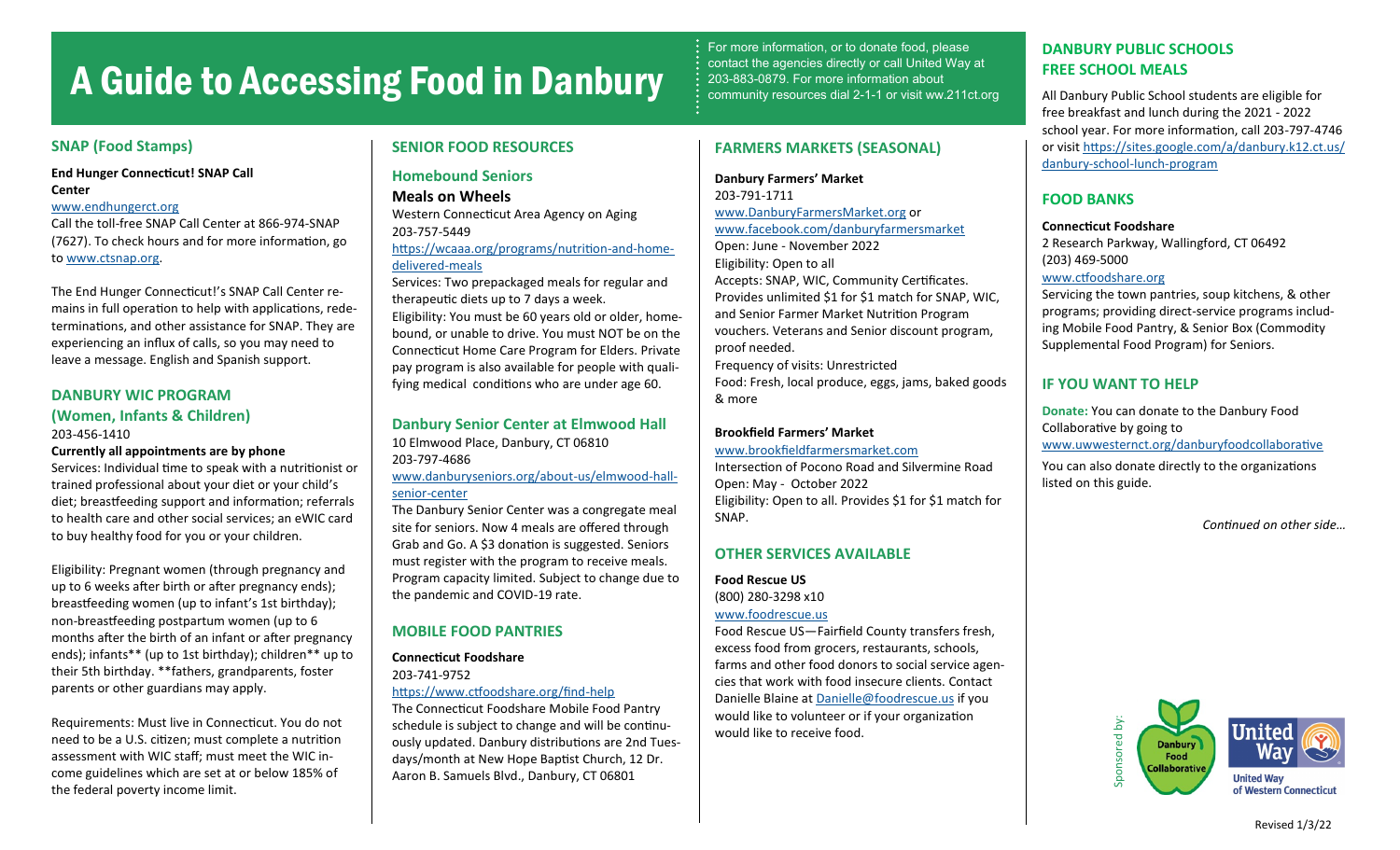# A Guide to Accessing Food in Danbury

For more information, or to donate food, please contact the agencies directly or call United Way at 203-883-0879. For more information about community resources dial 2-1-1 or visit ww.211ct.org

## SNAP (Food Stamps)

**End Hunger Connecticut! SNAP Call Center**

www.endhungerct.org

Call the toll-free SNAP Call Center at 866-974-SNAP (7627). To check hours and for more information, go to www.ctsnap.org.

The End Hunger Connecticut!'s SNAP Call Center remains in full operation to help with applications, redeterminations, and other assistance for SNAP. They are experiencing an influx of calls, so you may need to leave a message. English and Spanish support.

## DANBURY WIC PROGRAM (Women, Infants & Children)

203-456-1410

**Currently all appointments are by phone**

Services: Individual time to speak with a nutritionist or trained professional about your diet or your child's diet; breastfeeding support and information; referrals to health care and other social services; an eWIC card to buy healthy food for you or your children.

Eligibility: Pregnant women (through pregnancy and up to 6 weeks after birth or after pregnancy ends); breastfeeding women (up to infant's 1st birthday); non-breastfeeding postpartum women (up to 6 months after the birth of an infant or after pregnancy ends); infants** (up to 1st birthday); children** up to their 5th birthday. **fathers, grandparents, foster parents or other guardians may apply.

Requirements: Must live in Connecticut. You do not need to be a U.S. citizen; must complete a nutrition assessment with WIC staff; must meet the WIC income guidelines which are set at or below 185% of the federal poverty income limit.

## SENIOR FOOD RESOURCES

### Homebound Seniors

**Meals on Wheels**

Western Connecticut Area Agency on Aging
203-757-5449

https://wcaaa.org/programs/nutrition-and-home-delivered-meals

Services: Two prepackaged meals for regular and therapeutic diets up to 7 days a week.

Eligibility: You must be 60 years old or older, homebound, or unable to drive. You must NOT be on the Connecticut Home Care Program for Elders. Private pay program is also available for people with qualifying medical conditions who are under age 60.

### Danbury Senior Center at Elmwood Hall

10 Elmwood Place, Danbury, CT 06810
203-797-4686

www.danburyseniors.org/about-us/elmwood-hall-senior-center

The Danbury Senior Center was a congregate meal site for seniors. Now 4 meals are offered through Grab and Go. A $3 donation is suggested. Seniors must register with the program to receive meals. Program capacity limited. Subject to change due to the pandemic and COVID-19 rate.

## MOBILE FOOD PANTRIES

**Connecticut Foodshare**

203-741-9752

https://www.ctfoodshare.org/find-help

The Connecticut Foodshare Mobile Food Pantry schedule is subject to change and will be continuously updated. Danbury distributions are 2nd Tuesdays/month at New Hope Baptist Church, 12 Dr. Aaron B. Samuels Blvd., Danbury, CT 06801

## FARMERS MARKETS (SEASONAL)

**Danbury Farmers' Market**

203-791-1711

www.DanburyFarmersMarket.org or www.facebook.com/danburyfarmersmarket

Open: June - November 2022

Eligibility: Open to all

Accepts: SNAP, WIC, Community Certificates. Provides unlimited $1 for $1 match for SNAP, WIC, and Senior Farmer Market Nutrition Program vouchers. Veterans and Senior discount program, proof needed.

Frequency of visits: Unrestricted

Food: Fresh, local produce, eggs, jams, baked goods & more

**Brookfield Farmers' Market**

www.brookfieldfarmersmarket.com

Intersection of Pocono Road and Silvermine Road

Open: May - October 2022

Eligibility: Open to all. Provides $1 for $1 match for SNAP.

## OTHER SERVICES AVAILABLE

**Food Rescue US**

(800) 280-3298 x10

www.foodrescue.us

Food Rescue US—Fairfield County transfers fresh, excess food from grocers, restaurants, schools, farms and other food donors to social service agencies that work with food insecure clients. Contact Danielle Blaine at Danielle@foodrescue.us if you would like to volunteer or if your organization would like to receive food.

## DANBURY PUBLIC SCHOOLS FREE SCHOOL MEALS

All Danbury Public School students are eligible for free breakfast and lunch during the 2021 - 2022 school year. For more information, call 203-797-4746 or visit https://sites.google.com/a/danbury.k12.ct.us/danbury-school-lunch-program

## FOOD BANKS

**Connecticut Foodshare**

2 Research Parkway, Wallingford, CT 06492
(203) 469-5000

www.ctfoodshare.org

Servicing the town pantries, soup kitchens, & other programs; providing direct-service programs including Mobile Food Pantry, & Senior Box (Commodity Supplemental Food Program) for Seniors.

## IF YOU WANT TO HELP

**Donate:** You can donate to the Danbury Food Collaborative by going to www.uwwesternct.org/danburyfoodcollaborative

You can also donate directly to the organizations listed on this guide.

*Continued on other side…*

Sponsored by: Danbury Food Collaborative; United Way of Western Connecticut

Revised 1/3/22